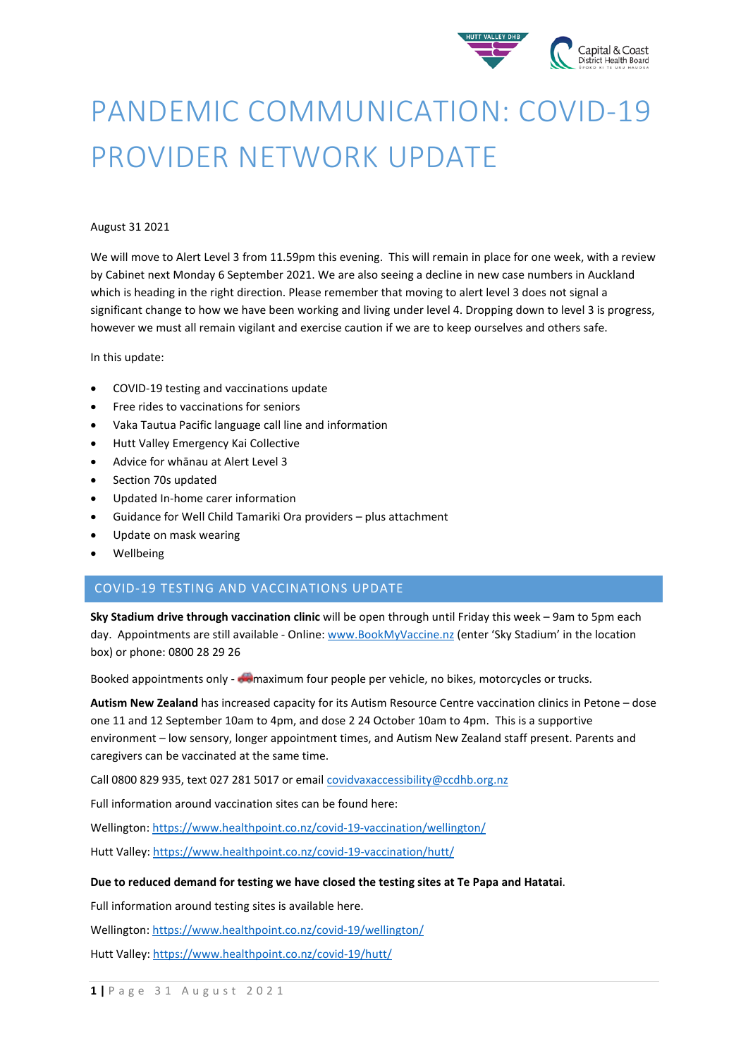# PANDEMIC COMMUNICATION: COVID-19 PROVIDER NETWORK UPDATE

August 31 2021

We will move to Alert Level 3 from 11.59pm this evening. This will remain in place for one week, with a review by Cabinet next Monday 6 September 2021. We are also seeing a decline in new case numbers in Auckland which is heading in the right direction. Please remember that moving to alert level 3 does not signal a significant change to how we have been working and living under level 4. Dropping down to level 3 is progress, however we must all remain vigilant and exercise caution if we are to keep ourselves and others safe.

In this update:

- COVID-19 testing and vaccinations update
- Free rides to vaccinations for seniors
- Vaka Tautua Pacific language call line and information
- Hutt Valley Emergency Kai Collective
- Advice for whānau at Alert Level 3
- Section 70s updated
- Updated In-home carer information
- Guidance for Well Child Tamariki Ora providers – plus attachment
- Update on mask wearing
- Wellbeing

## COVID-19 TESTING AND VACCINATIONS UPDATE

**Sky Stadium drive through vaccination clinic** will be open through until Friday this week – 9am to 5pm each day. Appointments are still available - Online: www.BookMyVaccine.nz (enter 'Sky Stadium' in the location box) or phone: 0800 28 29 26

Booked appointments only - 🚗maximum four people per vehicle, no bikes, motorcycles or trucks.

**Autism New Zealand** has increased capacity for its Autism Resource Centre vaccination clinics in Petone – dose one 11 and 12 September 10am to 4pm, and dose 2 24 October 10am to 4pm. This is a supportive environment – low sensory, longer appointment times, and Autism New Zealand staff present. Parents and caregivers can be vaccinated at the same time.

Call 0800 829 935, text 027 281 5017 or email covidvaxaccessibility@ccdhb.org.nz

Full information around vaccination sites can be found here:

Wellington: https://www.healthpoint.co.nz/covid-19-vaccination/wellington/

Hutt Valley: https://www.healthpoint.co.nz/covid-19-vaccination/hutt/

**Due to reduced demand for testing we have closed the testing sites at Te Papa and Hatatai**.

Full information around testing sites is available here.

Wellington: https://www.healthpoint.co.nz/covid-19/wellington/

Hutt Valley: https://www.healthpoint.co.nz/covid-19/hutt/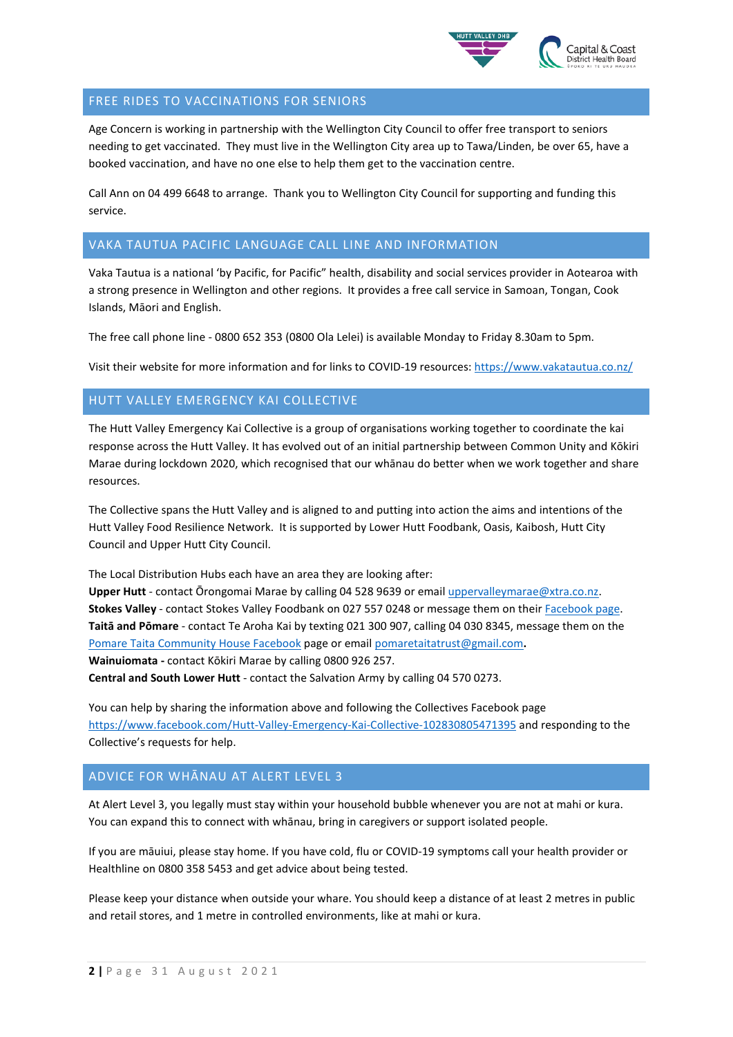## FREE RIDES TO VACCINATIONS FOR SENIORS

Age Concern is working in partnership with the Wellington City Council to offer free transport to seniors needing to get vaccinated. They must live in the Wellington City area up to Tawa/Linden, be over 65, have a booked vaccination, and have no one else to help them get to the vaccination centre.

Call Ann on 04 499 6648 to arrange. Thank you to Wellington City Council for supporting and funding this service.

## VAKA TAUTUA PACIFIC LANGUAGE CALL LINE AND INFORMATION

Vaka Tautua is a national 'by Pacific, for Pacific" health, disability and social services provider in Aotearoa with a strong presence in Wellington and other regions. It provides a free call service in Samoan, Tongan, Cook Islands, Māori and English.

The free call phone line - 0800 652 353 (0800 Ola Lelei) is available Monday to Friday 8.30am to 5pm.

Visit their website for more information and for links to COVID-19 resources: https://www.vakatautua.co.nz/

## HUTT VALLEY EMERGENCY KAI COLLECTIVE

The Hutt Valley Emergency Kai Collective is a group of organisations working together to coordinate the kai response across the Hutt Valley. It has evolved out of an initial partnership between Common Unity and Kōkiri Marae during lockdown 2020, which recognised that our whānau do better when we work together and share resources.

The Collective spans the Hutt Valley and is aligned to and putting into action the aims and intentions of the Hutt Valley Food Resilience Network. It is supported by Lower Hutt Foodbank, Oasis, Kaibosh, Hutt City Council and Upper Hutt City Council.

The Local Distribution Hubs each have an area they are looking after:
**Upper Hutt** - contact Ōrongomai Marae by calling 04 528 9639 or email uppervalleymarae@xtra.co.nz.
**Stokes Valley** - contact Stokes Valley Foodbank on 027 557 0248 or message them on their Facebook page.
**Taitā and Pōmare** - contact Te Aroha Kai by texting 021 300 907, calling 04 030 8345, message them on the Pomare Taita Community House Facebook page or email pomaretaitatrust@gmail.com.
**Wainuiomata -** contact Kōkiri Marae by calling 0800 926 257.
**Central and South Lower Hutt** - contact the Salvation Army by calling 04 570 0273.

You can help by sharing the information above and following the Collectives Facebook page https://www.facebook.com/Hutt-Valley-Emergency-Kai-Collective-102830805471395 and responding to the Collective's requests for help.

## ADVICE FOR WHĀNAU AT ALERT LEVEL 3

At Alert Level 3, you legally must stay within your household bubble whenever you are not at mahi or kura. You can expand this to connect with whānau, bring in caregivers or support isolated people.

If you are māuiui, please stay home. If you have cold, flu or COVID-19 symptoms call your health provider or Healthline on 0800 358 5453 and get advice about being tested.

Please keep your distance when outside your whare. You should keep a distance of at least 2 metres in public and retail stores, and 1 metre in controlled environments, like at mahi or kura.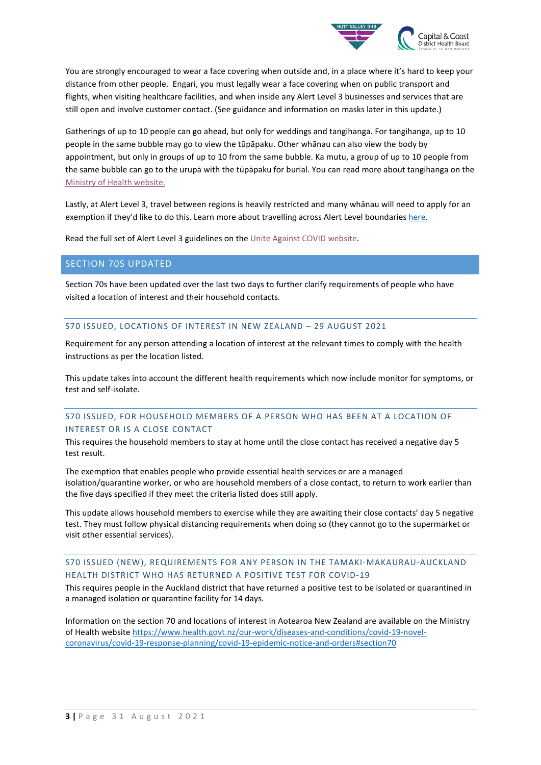You are strongly encouraged to wear a face covering when outside and, in a place where it's hard to keep your distance from other people. Engari, you must legally wear a face covering when on public transport and flights, when visiting healthcare facilities, and when inside any Alert Level 3 businesses and services that are still open and involve customer contact. (See guidance and information on masks later in this update.)

Gatherings of up to 10 people can go ahead, but only for weddings and tangihanga. For tangihanga, up to 10 people in the same bubble may go to view the tūpāpaku. Other whānau can also view the body by appointment, but only in groups of up to 10 from the same bubble. Ka mutu, a group of up to 10 people from the same bubble can go to the urupā with the tūpāpaku for burial. You can read more about tangihanga on the Ministry of Health website.

Lastly, at Alert Level 3, travel between regions is heavily restricted and many whānau will need to apply for an exemption if they'd like to do this. Learn more about travelling across Alert Level boundaries here.

Read the full set of Alert Level 3 guidelines on the Unite Against COVID website.

## SECTION 70S UPDATED

Section 70s have been updated over the last two days to further clarify requirements of people who have visited a location of interest and their household contacts.

### S70 ISSUED, LOCATIONS OF INTEREST IN NEW ZEALAND – 29 AUGUST 2021

Requirement for any person attending a location of interest at the relevant times to comply with the health instructions as per the location listed.

This update takes into account the different health requirements which now include monitor for symptoms, or test and self-isolate.

### S70 ISSUED, FOR HOUSEHOLD MEMBERS OF A PERSON WHO HAS BEEN AT A LOCATION OF INTEREST OR IS A CLOSE CONTACT

This requires the household members to stay at home until the close contact has received a negative day 5 test result.

The exemption that enables people who provide essential health services or are a managed isolation/quarantine worker, or who are household members of a close contact, to return to work earlier than the five days specified if they meet the criteria listed does still apply.

This update allows household members to exercise while they are awaiting their close contacts' day 5 negative test. They must follow physical distancing requirements when doing so (they cannot go to the supermarket or visit other essential services).

### S70 ISSUED (NEW), REQUIREMENTS FOR ANY PERSON IN THE TAMAKI-MAKAURAU-AUCKLAND HEALTH DISTRICT WHO HAS RETURNED A POSITIVE TEST FOR COVID-19

This requires people in the Auckland district that have returned a positive test to be isolated or quarantined in a managed isolation or quarantine facility for 14 days.

Information on the section 70 and locations of interest in Aotearoa New Zealand are available on the Ministry of Health website https://www.health.govt.nz/our-work/diseases-and-conditions/covid-19-novel-coronavirus/covid-19-response-planning/covid-19-epidemic-notice-and-orders#section70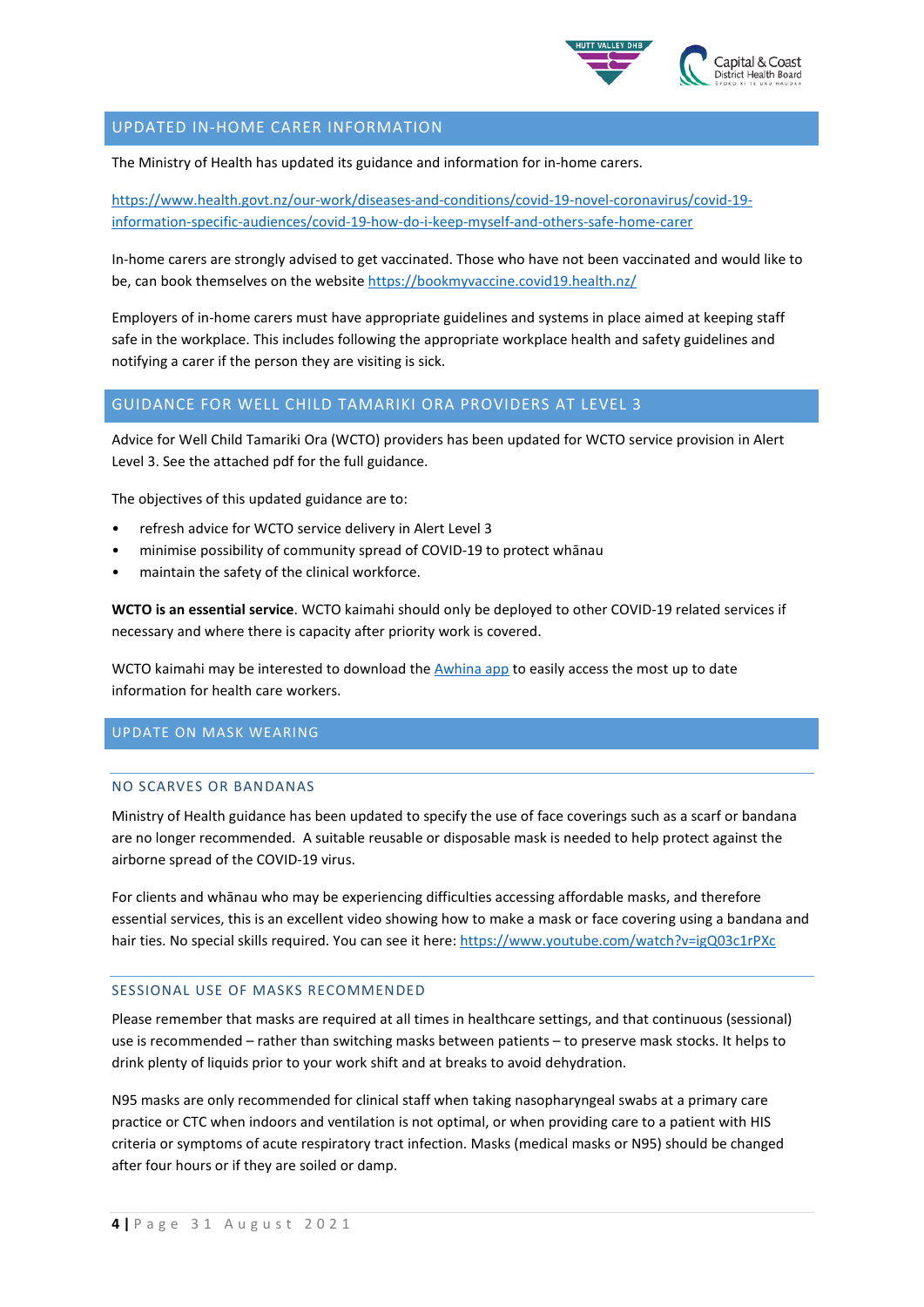## UPDATED IN-HOME CARER INFORMATION

The Ministry of Health has updated its guidance and information for in-home carers.

https://www.health.govt.nz/our-work/diseases-and-conditions/covid-19-novel-coronavirus/covid-19-information-specific-audiences/covid-19-how-do-i-keep-myself-and-others-safe-home-carer

In-home carers are strongly advised to get vaccinated. Those who have not been vaccinated and would like to be, can book themselves on the website https://bookmyvaccine.covid19.health.nz/

Employers of in-home carers must have appropriate guidelines and systems in place aimed at keeping staff safe in the workplace. This includes following the appropriate workplace health and safety guidelines and notifying a carer if the person they are visiting is sick.

## GUIDANCE FOR WELL CHILD TAMARIKI ORA PROVIDERS AT LEVEL 3

Advice for Well Child Tamariki Ora (WCTO) providers has been updated for WCTO service provision in Alert Level 3. See the attached pdf for the full guidance.

The objectives of this updated guidance are to:

- refresh advice for WCTO service delivery in Alert Level 3
- minimise possibility of community spread of COVID-19 to protect whānau
- maintain the safety of the clinical workforce.

**WCTO is an essential service**. WCTO kaimahi should only be deployed to other COVID-19 related services if necessary and where there is capacity after priority work is covered.

WCTO kaimahi may be interested to download the Awhina app to easily access the most up to date information for health care workers.

## UPDATE ON MASK WEARING

### NO SCARVES OR BANDANAS

Ministry of Health guidance has been updated to specify the use of face coverings such as a scarf or bandana are no longer recommended. A suitable reusable or disposable mask is needed to help protect against the airborne spread of the COVID-19 virus.

For clients and whānau who may be experiencing difficulties accessing affordable masks, and therefore essential services, this is an excellent video showing how to make a mask or face covering using a bandana and hair ties. No special skills required. You can see it here: https://www.youtube.com/watch?v=igQ03c1rPXc

### SESSIONAL USE OF MASKS RECOMMENDED

Please remember that masks are required at all times in healthcare settings, and that continuous (sessional) use is recommended – rather than switching masks between patients – to preserve mask stocks. It helps to drink plenty of liquids prior to your work shift and at breaks to avoid dehydration.

N95 masks are only recommended for clinical staff when taking nasopharyngeal swabs at a primary care practice or CTC when indoors and ventilation is not optimal, or when providing care to a patient with HIS criteria or symptoms of acute respiratory tract infection. Masks (medical masks or N95) should be changed after four hours or if they are soiled or damp.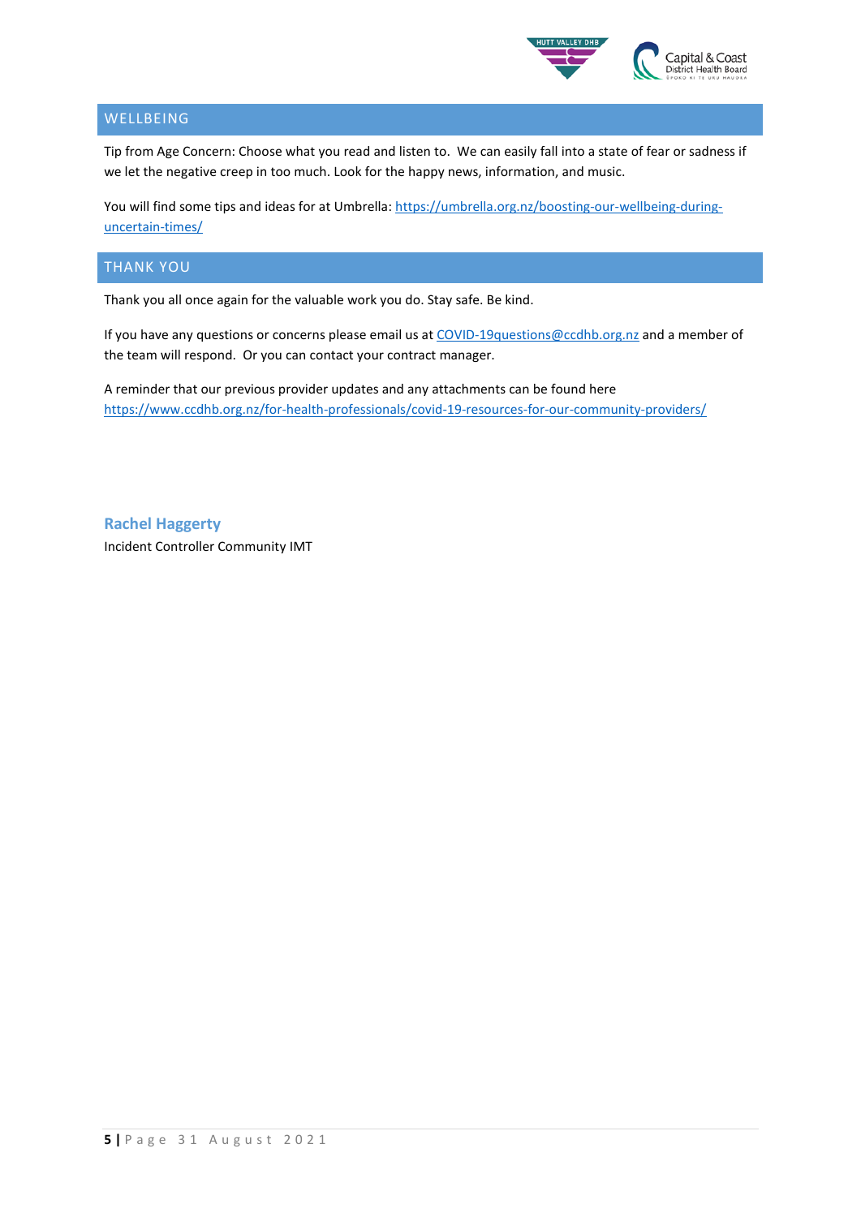## WELLBEING

Tip from Age Concern: Choose what you read and listen to. We can easily fall into a state of fear or sadness if we let the negative creep in too much. Look for the happy news, information, and music.

You will find some tips and ideas for at Umbrella: https://umbrella.org.nz/boosting-our-wellbeing-during-uncertain-times/

## THANK YOU

Thank you all once again for the valuable work you do. Stay safe. Be kind.

If you have any questions or concerns please email us at COVID-19questions@ccdhb.org.nz and a member of the team will respond. Or you can contact your contract manager.

A reminder that our previous provider updates and any attachments can be found here https://www.ccdhb.org.nz/for-health-professionals/covid-19-resources-for-our-community-providers/

**Rachel Haggerty**
Incident Controller Community IMT